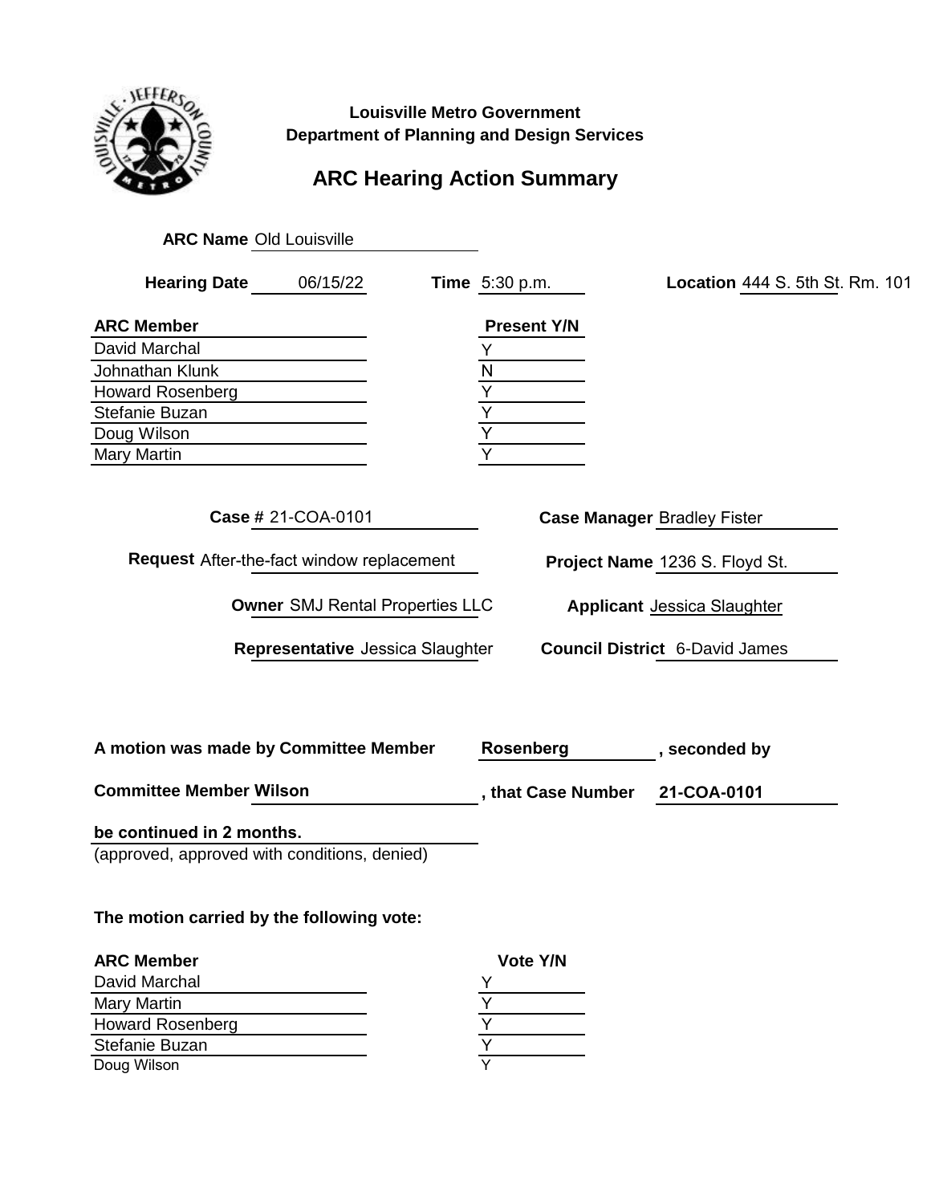**Louisville Metro Government**
**Department of Planning and Design Services**

# ARC Hearing Action Summary

**ARC Name** Old Louisville

**Hearing Date** 06/15/22 **Time** 5:30 p.m. **Location** 444 S. 5th St. Rm. 101

| ARC Member | Present Y/N |
|---|---|
| David Marchal | Y |
| Johnathan Klunk | N |
| Howard Rosenberg | Y |
| Stefanie Buzan | Y |
| Doug Wilson | Y |
| Mary Martin | Y |

**Case #** 21-COA-0101 **Case Manager** Bradley Fister

**Request** After-the-fact window replacement **Project Name** 1236 S. Floyd St.

**Owner** SMJ Rental Properties LLC **Applicant** Jessica Slaughter

**Representative** Jessica Slaughter **Council District** 6-David James

**A motion was made by Committee Member** **Rosenberg**, **seconded by Committee Member** **Wilson**, **that Case Number** **21-COA-0101** **be continued in 2 months.**

(approved, approved with conditions, denied)

**The motion carried by the following vote:**

| ARC Member | Vote Y/N |
|---|---|
| David Marchal | Y |
| Mary Martin | Y |
| Howard Rosenberg | Y |
| Stefanie Buzan | Y |
| Doug Wilson | Y |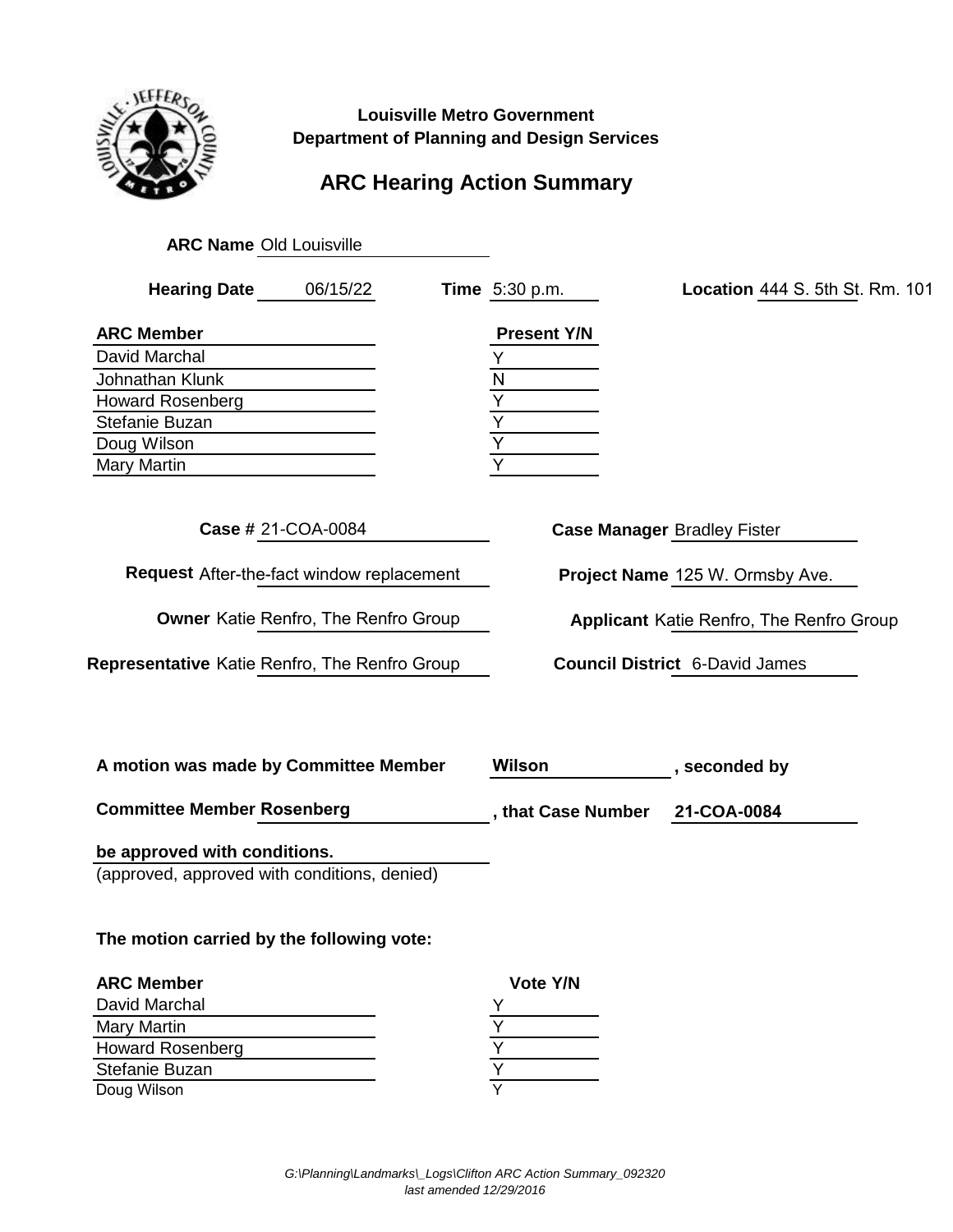**Louisville Metro Government**
**Department of Planning and Design Services**

# ARC Hearing Action Summary

**ARC Name** Old Louisville

**Hearing Date** 06/15/22 **Time** 5:30 p.m. **Location** 444 S. 5th St. Rm. 101

| ARC Member | Present Y/N |
|---|---|
| David Marchal | Y |
| Johnathan Klunk | N |
| Howard Rosenberg | Y |
| Stefanie Buzan | Y |
| Doug Wilson | Y |
| Mary Martin | Y |

**Case #** 21-COA-0084 **Case Manager** Bradley Fister

**Request** After-the-fact window replacement **Project Name** 125 W. Ormsby Ave.

**Owner** Katie Renfro, The Renfro Group **Applicant** Katie Renfro, The Renfro Group

**Representative** Katie Renfro, The Renfro Group **Council District** 6-David James

**A motion was made by Committee Member Wilson, seconded by Committee Member Rosenberg, that Case Number 21-COA-0084 be approved with conditions.**
(approved, approved with conditions, denied)

**The motion carried by the following vote:**

| ARC Member | Vote Y/N |
|---|---|
| David Marchal | Y |
| Mary Martin | Y |
| Howard Rosenberg | Y |
| Stefanie Buzan | Y |
| Doug Wilson | Y |

*G:\Planning\Landmarks\_Logs\Clifton ARC Action Summary_092320*
*last amended 12/29/2016*